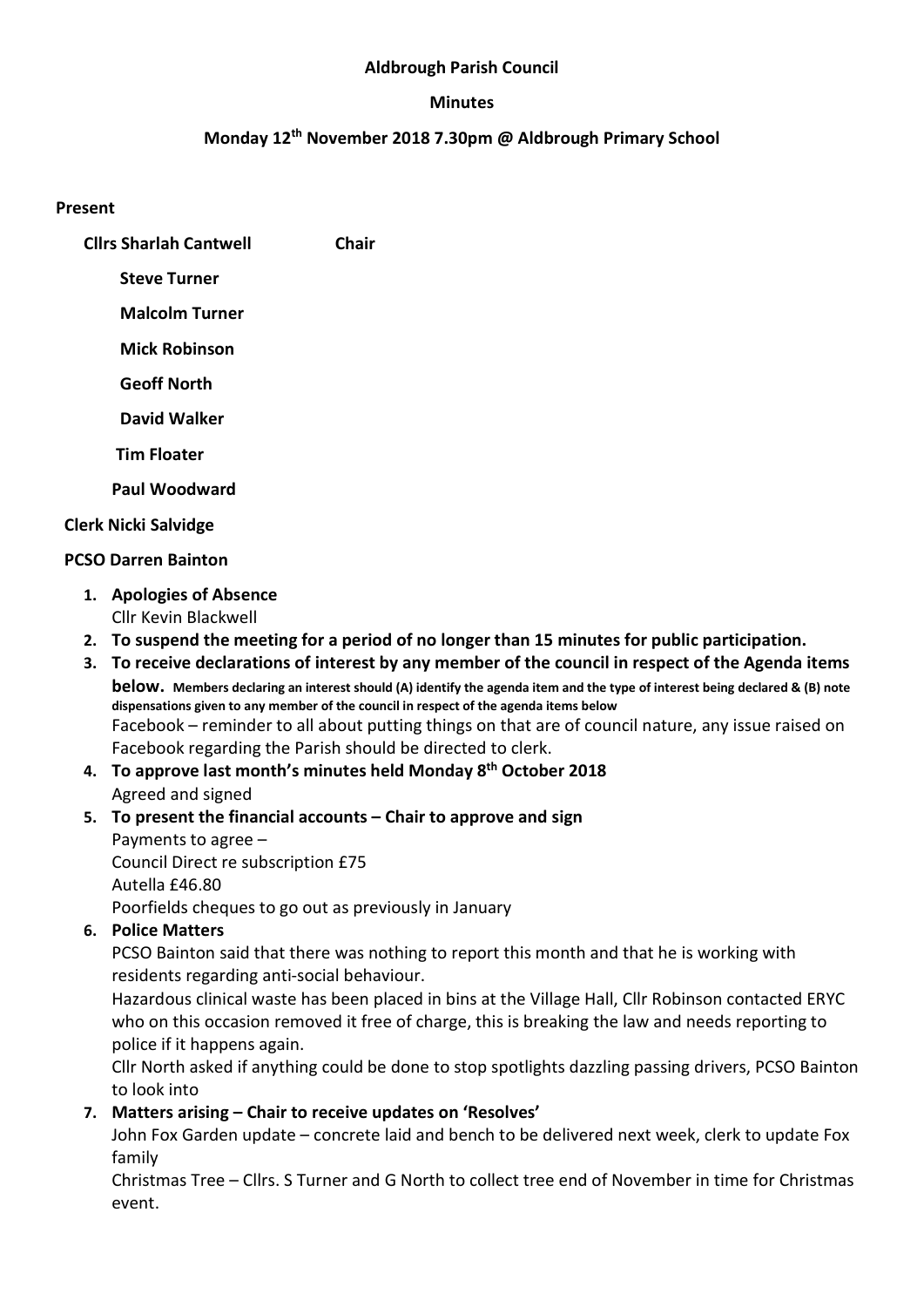**Aldbrough Parish Council**

**Minutes**

**Monday 12th November 2018 7.30pm @ Aldbrough Primary School**

**Present**

**Cllrs Sharlah Cantwell** **Chair**

**Steve Turner**

**Malcolm Turner**

**Mick Robinson**

**Geoff North**

**David Walker**

**Tim Floater**

**Paul Woodward**

**Clerk Nicki Salvidge**

**PCSO Darren Bainton**

1. **Apologies of Absence**
   Cllr Kevin Blackwell
2. **To suspend the meeting for a period of no longer than 15 minutes for public participation.**
3. **To receive declarations of interest by any member of the council in respect of the Agenda items below.** **Members declaring an interest should (A) identify the agenda item and the type of interest being declared & (B) note dispensations given to any member of the council in respect of the agenda items below**
   Facebook – reminder to all about putting things on that are of council nature, any issue raised on Facebook regarding the Parish should be directed to clerk.
4. **To approve last month's minutes held Monday 8th October 2018**
   Agreed and signed
5. **To present the financial accounts – Chair to approve and sign**
   Payments to agree –
   Council Direct re subscription £75
   Autella £46.80
   Poorfields cheques to go out as previously in January
6. **Police Matters**
   PCSO Bainton said that there was nothing to report this month and that he is working with residents regarding anti-social behaviour.
   Hazardous clinical waste has been placed in bins at the Village Hall, Cllr Robinson contacted ERYC who on this occasion removed it free of charge, this is breaking the law and needs reporting to police if it happens again.
   Cllr North asked if anything could be done to stop spotlights dazzling passing drivers, PCSO Bainton to look into
7. **Matters arising – Chair to receive updates on 'Resolves'**
   John Fox Garden update – concrete laid and bench to be delivered next week, clerk to update Fox family
   Christmas Tree – Cllrs. S Turner and G North to collect tree end of November in time for Christmas event.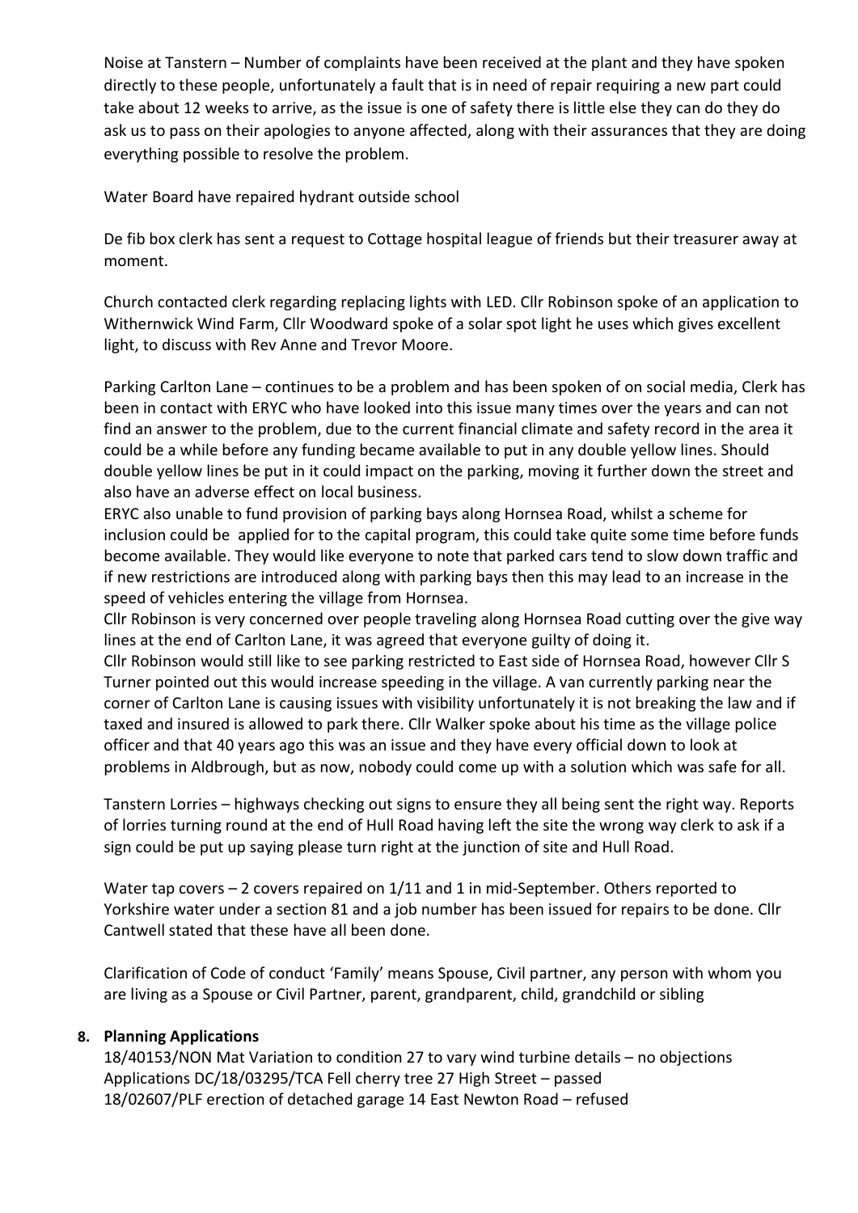Noise at Tanstern – Number of complaints have been received at the plant and they have spoken directly to these people, unfortunately a fault that is in need of repair requiring a new part could take about 12 weeks to arrive, as the issue is one of safety there is little else they can do they do ask us to pass on their apologies to anyone affected, along with their assurances that they are doing everything possible to resolve the problem.

Water Board have repaired hydrant outside school

De fib box clerk has sent a request to Cottage hospital league of friends but their treasurer away at moment.

Church contacted clerk regarding replacing lights with LED. Cllr Robinson spoke of an application to Withernwick Wind Farm, Cllr Woodward spoke of a solar spot light he uses which gives excellent light, to discuss with Rev Anne and Trevor Moore.

Parking Carlton Lane – continues to be a problem and has been spoken of on social media, Clerk has been in contact with ERYC who have looked into this issue many times over the years and can not find an answer to the problem, due to the current financial climate and safety record in the area it could be a while before any funding became available to put in any double yellow lines. Should double yellow lines be put in it could impact on the parking, moving it further down the street and also have an adverse effect on local business.
ERYC also unable to fund provision of parking bays along Hornsea Road, whilst a scheme for inclusion could be applied for to the capital program, this could take quite some time before funds become available. They would like everyone to note that parked cars tend to slow down traffic and if new restrictions are introduced along with parking bays then this may lead to an increase in the speed of vehicles entering the village from Hornsea.
Cllr Robinson is very concerned over people traveling along Hornsea Road cutting over the give way lines at the end of Carlton Lane, it was agreed that everyone guilty of doing it.
Cllr Robinson would still like to see parking restricted to East side of Hornsea Road, however Cllr S Turner pointed out this would increase speeding in the village. A van currently parking near the corner of Carlton Lane is causing issues with visibility unfortunately it is not breaking the law and if taxed and insured is allowed to park there. Cllr Walker spoke about his time as the village police officer and that 40 years ago this was an issue and they have every official down to look at problems in Aldbrough, but as now, nobody could come up with a solution which was safe for all.

Tanstern Lorries – highways checking out signs to ensure they all being sent the right way. Reports of lorries turning round at the end of Hull Road having left the site the wrong way clerk to ask if a sign could be put up saying please turn right at the junction of site and Hull Road.

Water tap covers – 2 covers repaired on 1/11 and 1 in mid-September. Others reported to Yorkshire water under a section 81 and a job number has been issued for repairs to be done. Cllr Cantwell stated that these have all been done.

Clarification of Code of conduct 'Family' means Spouse, Civil partner, any person with whom you are living as a Spouse or Civil Partner, parent, grandparent, child, grandchild or sibling

**8. Planning Applications**

18/40153/NON Mat Variation to condition 27 to vary wind turbine details – no objections
Applications DC/18/03295/TCA Fell cherry tree 27 High Street – passed
18/02607/PLF erection of detached garage 14 East Newton Road – refused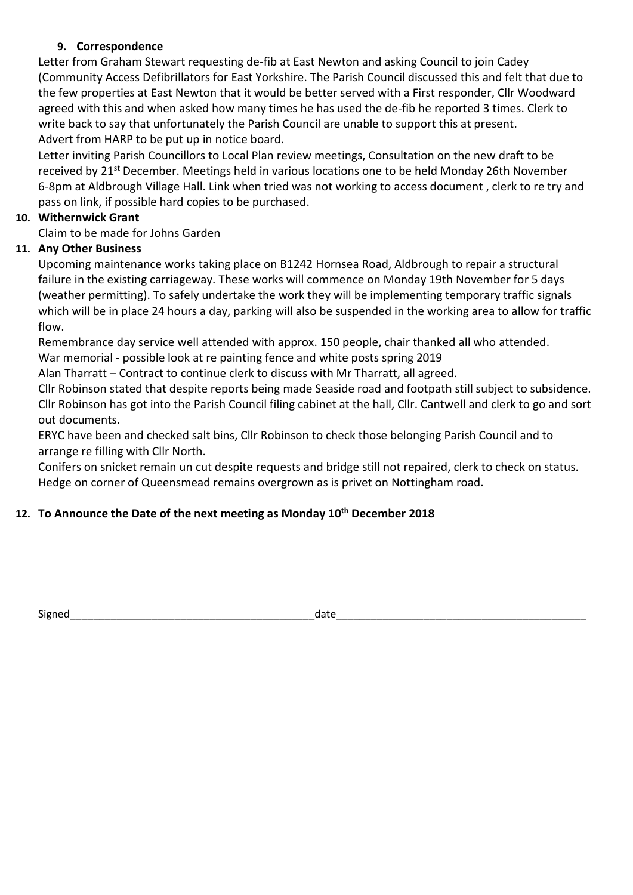9. **Correspondence**

   Letter from Graham Stewart requesting de-fib at East Newton and asking Council to join Cadey (Community Access Defibrillators for East Yorkshire. The Parish Council discussed this and felt that due to the few properties at East Newton that it would be better served with a First responder, Cllr Woodward agreed with this and when asked how many times he has used the de-fib he reported 3 times. Clerk to write back to say that unfortunately the Parish Council are unable to support this at present.

   Advert from HARP to be put up in notice board.

   Letter inviting Parish Councillors to Local Plan review meetings, Consultation on the new draft to be received by 21st December. Meetings held in various locations one to be held Monday 26th November 6-8pm at Aldbrough Village Hall. Link when tried was not working to access document , clerk to re try and pass on link, if possible hard copies to be purchased.

10. **Withernwick Grant**

    Claim to be made for Johns Garden

11. **Any Other Business**

    Upcoming maintenance works taking place on B1242 Hornsea Road, Aldbrough to repair a structural failure in the existing carriageway. These works will commence on Monday 19th November for 5 days (weather permitting). To safely undertake the work they will be implementing temporary traffic signals which will be in place 24 hours a day, parking will also be suspended in the working area to allow for traffic flow.

    Remembrance day service well attended with approx. 150 people, chair thanked all who attended.

    War memorial - possible look at re painting fence and white posts spring 2019

    Alan Tharratt – Contract to continue clerk to discuss with Mr Tharratt, all agreed.

    Cllr Robinson stated that despite reports being made Seaside road and footpath still subject to subsidence.

    Cllr Robinson has got into the Parish Council filing cabinet at the hall, Cllr. Cantwell and clerk to go and sort out documents.

    ERYC have been and checked salt bins, Cllr Robinson to check those belonging Parish Council and to arrange re filling with Cllr North.

    Conifers on snicket remain un cut despite requests and bridge still not repaired, clerk to check on status.

    Hedge on corner of Queensmead remains overgrown as is privet on Nottingham road.

12. **To Announce the Date of the next meeting as Monday 10th December 2018**

Signed__________________________________________date____________________________________________